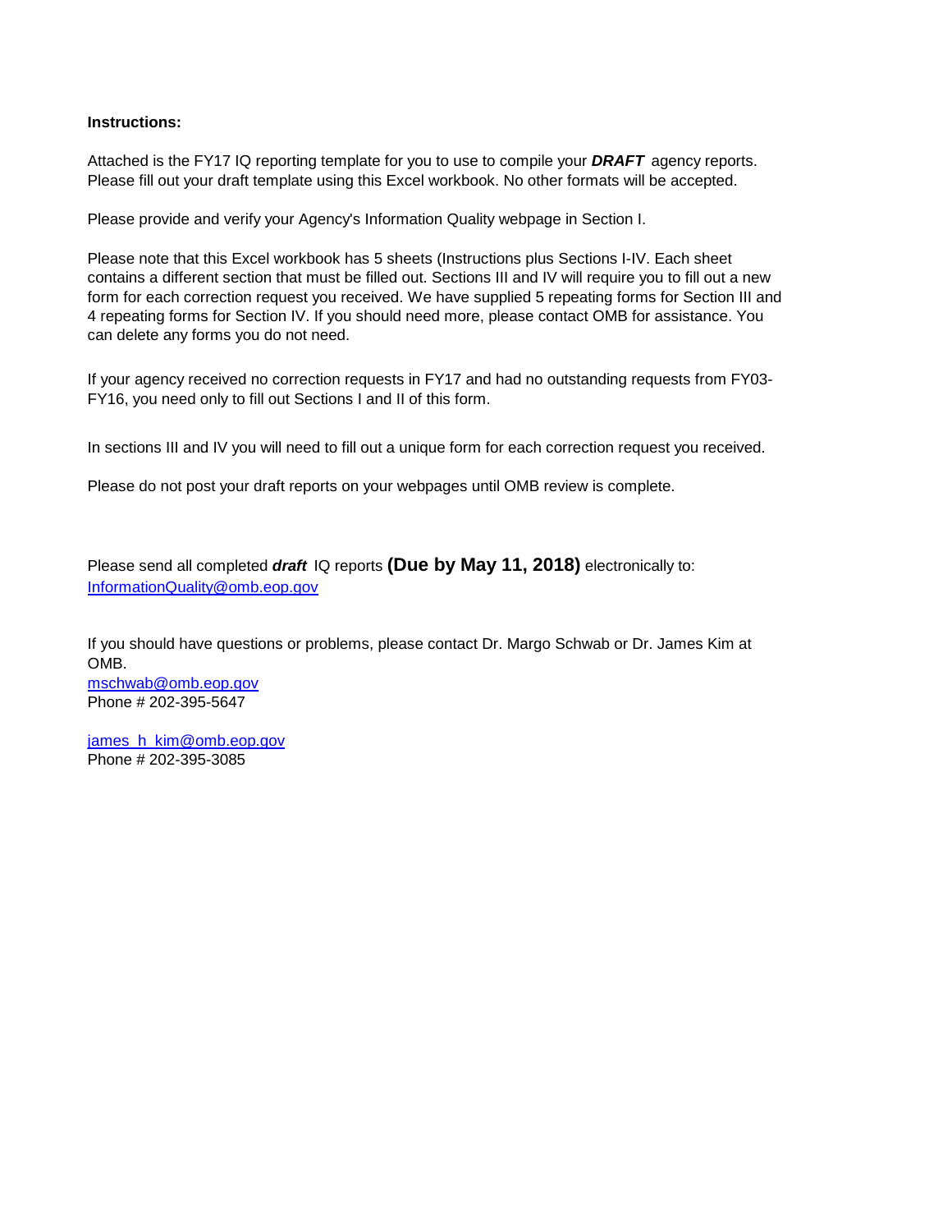**Instructions:**

Attached is the FY17 IQ reporting template for you to use to compile your ***DRAFT*** agency reports. Please fill out your draft template using this Excel workbook. No other formats will be accepted.

Please provide and verify your Agency's Information Quality webpage in Section I.

Please note that this Excel workbook has 5 sheets (Instructions plus Sections I-IV. Each sheet contains a different section that must be filled out. Sections III and IV will require you to fill out a new form for each correction request you received. We have supplied 5 repeating forms for Section III and 4 repeating forms for Section IV. If you should need more, please contact OMB for assistance. You can delete any forms you do not need.

If your agency received no correction requests in FY17 and had no outstanding requests from FY03-FY16, you need only to fill out Sections I and II of this form.

In sections III and IV you will need to fill out a unique form for each correction request you received.

Please do not post your draft reports on your webpages until OMB review is complete.

Please send all completed ***draft*** IQ reports **(Due by May 11, 2018)** electronically to:
InformationQuality@omb.eop.gov

If you should have questions or problems, please contact Dr. Margo Schwab or Dr. James Kim at OMB.
mschwab@omb.eop.gov
Phone # 202-395-5647

james_h_kim@omb.eop.gov
Phone # 202-395-3085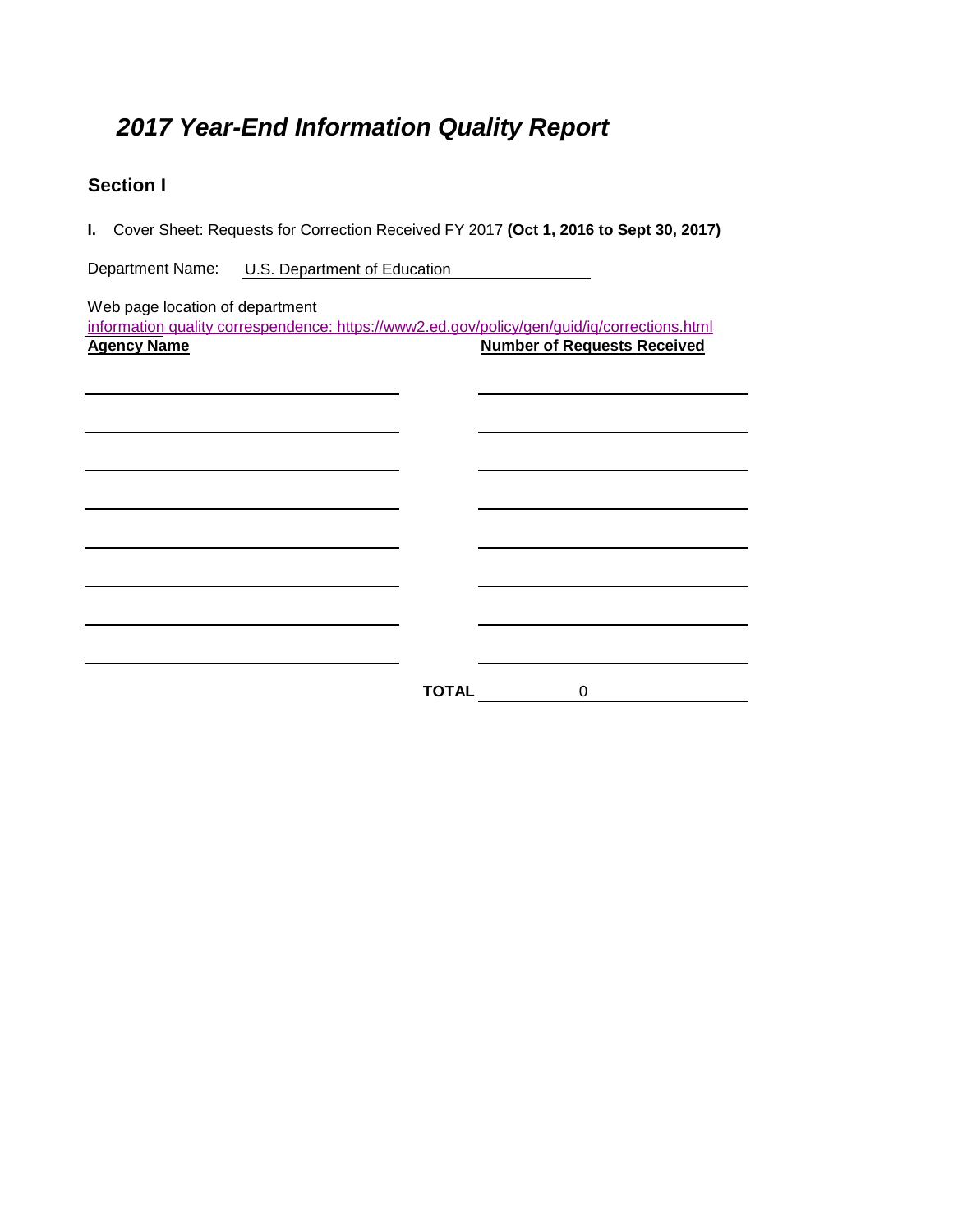# *2017 Year-End Information Quality Report*

## Section I

**I.** Cover Sheet: Requests for Correction Received FY 2017 **(Oct 1, 2016 to Sept 30, 2017)**

Department Name: U.S. Department of Education

Web page location of department information quality correspondence: https://www2.ed.gov/policy/gen/guid/iq/corrections.html

| **Agency Name** | **Number of Requests Received** |
|---|---|
| | |
| | |
| | |
| | |
| | |
| | |
| | |
| | |
| **TOTAL** | 0 |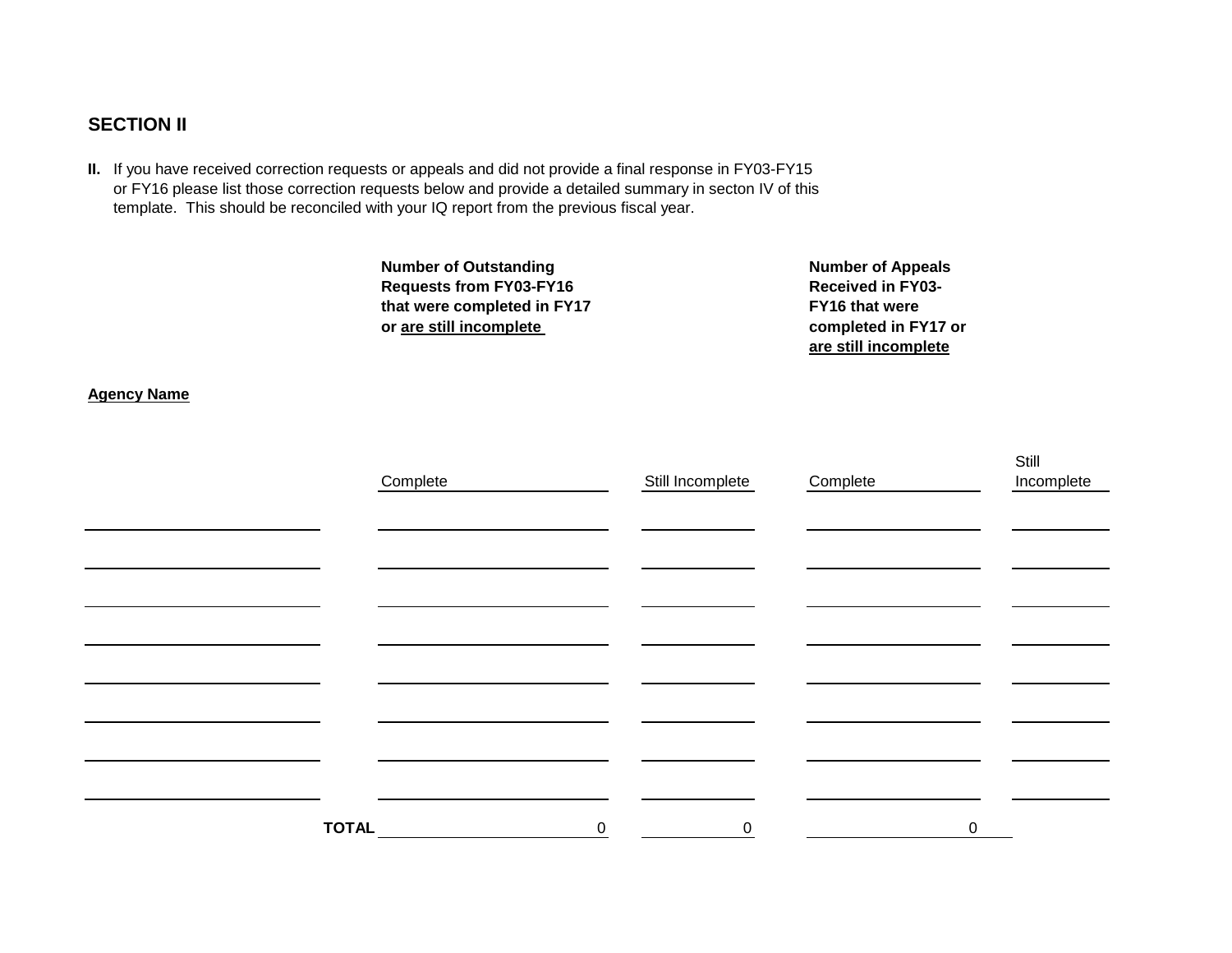## SECTION II

**II.** If you have received correction requests or appeals and did not provide a final response in FY03-FY15 or FY16 please list those correction requests below and provide a detailed summary in secton IV of this template. This should be reconciled with your IQ report from the previous fiscal year.

| | **Number of Outstanding Requests from FY03-FY16 that were completed in FY17 or <u>are still incomplete</u>** | | **Number of Appeals Received in FY03-FY16 that were completed in FY17 or <u>are still incomplete</u>** | |
|---|---|---|---|---|
| **<u>Agency Name</u>** | Complete | Still Incomplete | Complete | Still Incomplete |
| | | | | |
| | | | | |
| | | | | |
| | | | | |
| | | | | |
| | | | | |
| | | | | |
| | | | | |
| **TOTAL** | 0 | 0 | 0 | |